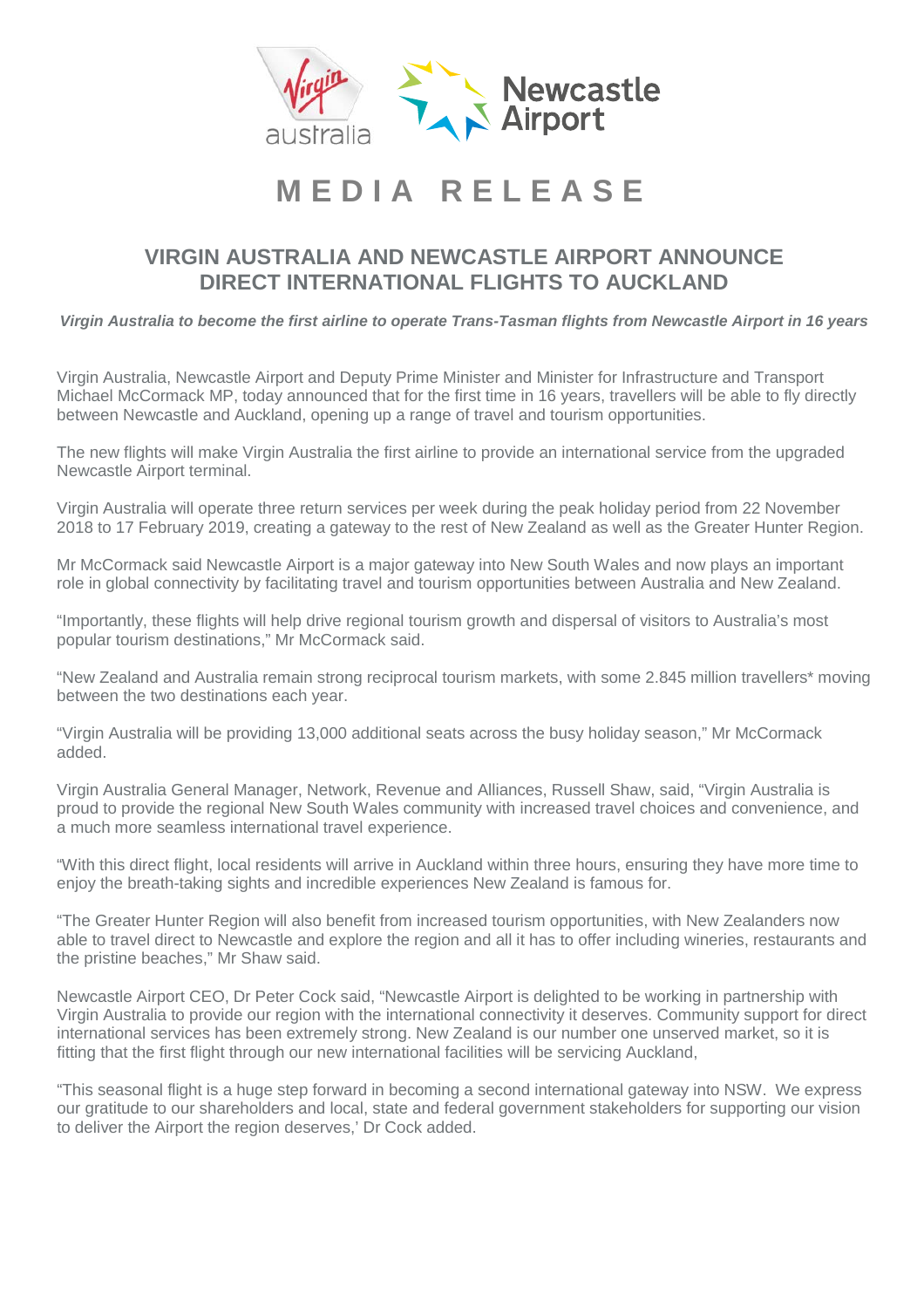# MEDIA RELEASE

## VIRGIN AUSTRALIA AND NEWCASTLE AIRPORT ANNOUNCE DIRECT INTERNATIONAL FLIGHTS TO AUCKLAND

***Virgin Australia to become the first airline to operate Trans-Tasman flights from Newcastle Airport in 16 years***

Virgin Australia, Newcastle Airport and Deputy Prime Minister and Minister for Infrastructure and Transport Michael McCormack MP, today announced that for the first time in 16 years, travellers will be able to fly directly between Newcastle and Auckland, opening up a range of travel and tourism opportunities.

The new flights will make Virgin Australia the first airline to provide an international service from the upgraded Newcastle Airport terminal.

Virgin Australia will operate three return services per week during the peak holiday period from 22 November 2018 to 17 February 2019, creating a gateway to the rest of New Zealand as well as the Greater Hunter Region.

Mr McCormack said Newcastle Airport is a major gateway into New South Wales and now plays an important role in global connectivity by facilitating travel and tourism opportunities between Australia and New Zealand.

"Importantly, these flights will help drive regional tourism growth and dispersal of visitors to Australia's most popular tourism destinations," Mr McCormack said.

"New Zealand and Australia remain strong reciprocal tourism markets, with some 2.845 million travellers* moving between the two destinations each year.

"Virgin Australia will be providing 13,000 additional seats across the busy holiday season," Mr McCormack added.

Virgin Australia General Manager, Network, Revenue and Alliances, Russell Shaw, said, "Virgin Australia is proud to provide the regional New South Wales community with increased travel choices and convenience, and a much more seamless international travel experience.

"With this direct flight, local residents will arrive in Auckland within three hours, ensuring they have more time to enjoy the breath-taking sights and incredible experiences New Zealand is famous for.

"The Greater Hunter Region will also benefit from increased tourism opportunities, with New Zealanders now able to travel direct to Newcastle and explore the region and all it has to offer including wineries, restaurants and the pristine beaches," Mr Shaw said.

Newcastle Airport CEO, Dr Peter Cock said, "Newcastle Airport is delighted to be working in partnership with Virgin Australia to provide our region with the international connectivity it deserves. Community support for direct international services has been extremely strong. New Zealand is our number one unserved market, so it is fitting that the first flight through our new international facilities will be servicing Auckland,

"This seasonal flight is a huge step forward in becoming a second international gateway into NSW. We express our gratitude to our shareholders and local, state and federal government stakeholders for supporting our vision to deliver the Airport the region deserves,' Dr Cock added.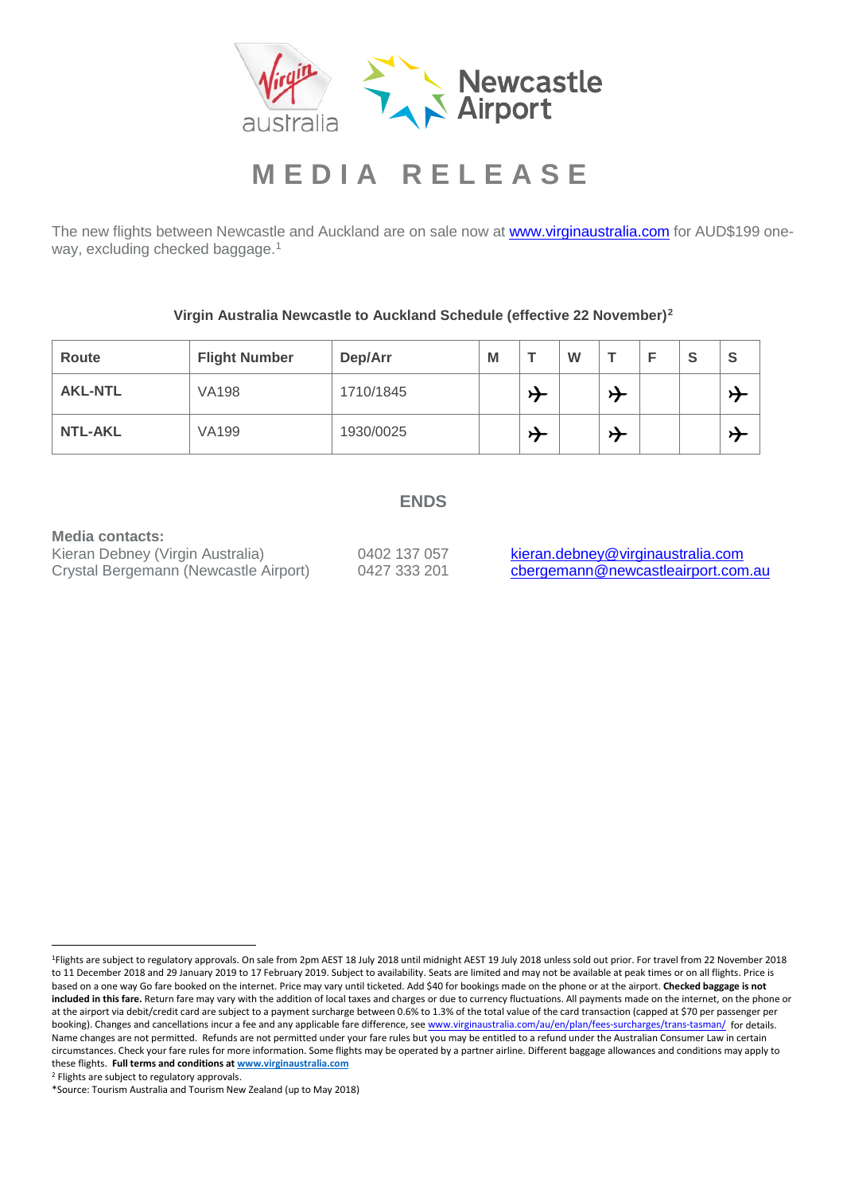# MEDIA RELEASE

The new flights between Newcastle and Auckland are on sale now at www.virginaustralia.com for AUD$199 one-way, excluding checked baggage.[1]

**Virgin Australia Newcastle to Auckland Schedule (effective 22 November)[2]**

| Route | Flight Number | Dep/Arr | M | T | W | T | F | S | S |
|---|---|---|---|---|---|---|---|---|---|
| **AKL-NTL** | VA198 | 1710/1845 | | ✈ | | ✈ | | | ✈ |
| **NTL-AKL** | VA199 | 1930/0025 | | ✈ | | ✈ | | | ✈ |

**ENDS**

**Media contacts:**

Kieran Debney (Virgin Australia) 0402 137 057 kieran.debney@virginaustralia.com
Crystal Bergemann (Newcastle Airport) 0427 333 201 cbergemann@newcastleairport.com.au

---

[1]Flights are subject to regulatory approvals. On sale from 2pm AEST 18 July 2018 until midnight AEST 19 July 2018 unless sold out prior. For travel from 22 November 2018 to 11 December 2018 and 29 January 2019 to 17 February 2019. Subject to availability. Seats are limited and may not be available at peak times or on all flights. Price is based on a one way Go fare booked on the internet. Price may vary until ticketed. Add $40 for bookings made on the phone or at the airport. **Checked baggage is not included in this fare.** Return fare may vary with the addition of local taxes and charges or due to currency fluctuations. All payments made on the internet, on the phone or at the airport via debit/credit card are subject to a payment surcharge between 0.6% to 1.3% of the total value of the card transaction (capped at $70 per passenger per booking). Changes and cancellations incur a fee and any applicable fare difference, see www.virginaustralia.com/au/en/plan/fees-surcharges/trans-tasman/ for details. Name changes are not permitted. Refunds are not permitted under your fare rules but you may be entitled to a refund under the Australian Consumer Law in certain circumstances. Check your fare rules for more information. Some flights may be operated by a partner airline. Different baggage allowances and conditions may apply to these flights. **Full terms and conditions at www.virginaustralia.com**

[2] Flights are subject to regulatory approvals.

*Source: Tourism Australia and Tourism New Zealand (up to May 2018)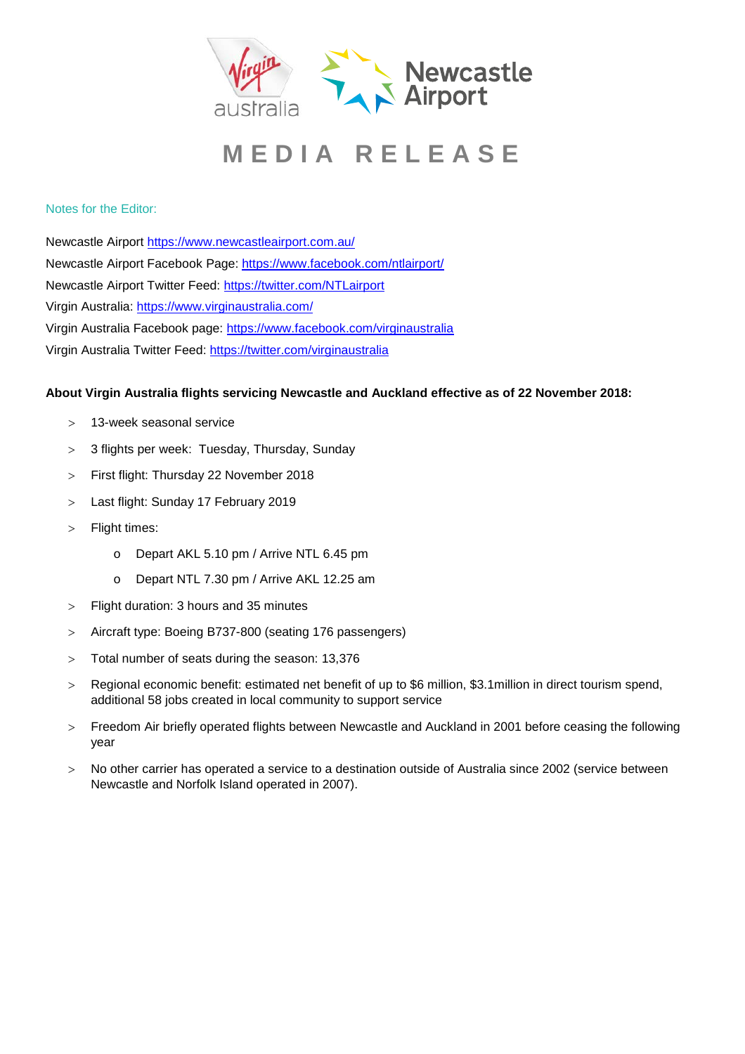# MEDIA RELEASE

Notes for the Editor:

Newcastle Airport https://www.newcastleairport.com.au/
Newcastle Airport Facebook Page: https://www.facebook.com/ntlairport/
Newcastle Airport Twitter Feed: https://twitter.com/NTLairport
Virgin Australia: https://www.virginaustralia.com/
Virgin Australia Facebook page: https://www.facebook.com/virginaustralia
Virgin Australia Twitter Feed: https://twitter.com/virginaustralia

**About Virgin Australia flights servicing Newcastle and Auckland effective as of 22 November 2018:**

- 13-week seasonal service
- 3 flights per week: Tuesday, Thursday, Sunday
- First flight: Thursday 22 November 2018
- Last flight: Sunday 17 February 2019
- Flight times:
  - Depart AKL 5.10 pm / Arrive NTL 6.45 pm
  - Depart NTL 7.30 pm / Arrive AKL 12.25 am
- Flight duration: 3 hours and 35 minutes
- Aircraft type: Boeing B737-800 (seating 176 passengers)
- Total number of seats during the season: 13,376
- Regional economic benefit: estimated net benefit of up to $6 million, $3.1million in direct tourism spend, additional 58 jobs created in local community to support service
- Freedom Air briefly operated flights between Newcastle and Auckland in 2001 before ceasing the following year
- No other carrier has operated a service to a destination outside of Australia since 2002 (service between Newcastle and Norfolk Island operated in 2007).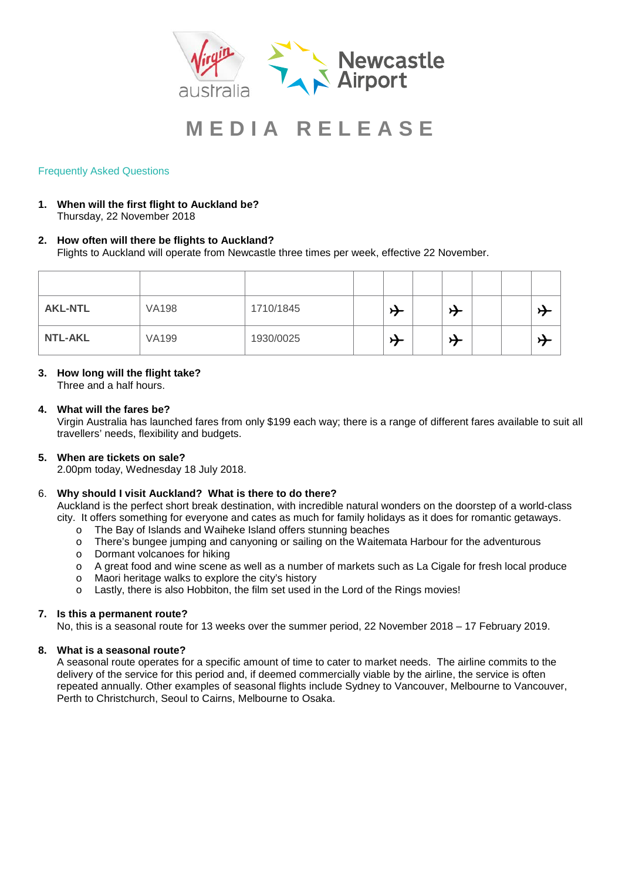# MEDIA RELEASE

Frequently Asked Questions

1. **When will the first flight to Auckland be?**
   Thursday, 22 November 2018

2. **How often will there be flights to Auckland?**
   Flights to Auckland will operate from Newcastle three times per week, effective 22 November.

| | | | | | | | | | |
|---|---|---|---|---|---|---|---|---|---|
| **AKL-NTL** | VA198 | 1710/1845 | | ✈ | | ✈ | | | ✈ |
| **NTL-AKL** | VA199 | 1930/0025 | | ✈ | | ✈ | | | ✈ |

3. **How long will the flight take?**
   Three and a half hours.

4. **What will the fares be?**
   Virgin Australia has launched fares from only $199 each way; there is a range of different fares available to suit all travellers' needs, flexibility and budgets.

5. **When are tickets on sale?**
   2.00pm today, Wednesday 18 July 2018.

6. **Why should I visit Auckland? What is there to do there?**
   Auckland is the perfect short break destination, with incredible natural wonders on the doorstep of a world-class city. It offers something for everyone and cates as much for family holidays as it does for romantic getaways.
   - The Bay of Islands and Waiheke Island offers stunning beaches
   - There's bungee jumping and canyoning or sailing on the Waitemata Harbour for the adventurous
   - Dormant volcanoes for hiking
   - A great food and wine scene as well as a number of markets such as La Cigale for fresh local produce
   - Maori heritage walks to explore the city's history
   - Lastly, there is also Hobbiton, the film set used in the Lord of the Rings movies!

7. **Is this a permanent route?**
   No, this is a seasonal route for 13 weeks over the summer period, 22 November 2018 – 17 February 2019.

8. **What is a seasonal route?**
   A seasonal route operates for a specific amount of time to cater to market needs. The airline commits to the delivery of the service for this period and, if deemed commercially viable by the airline, the service is often repeated annually. Other examples of seasonal flights include Sydney to Vancouver, Melbourne to Vancouver, Perth to Christchurch, Seoul to Cairns, Melbourne to Osaka.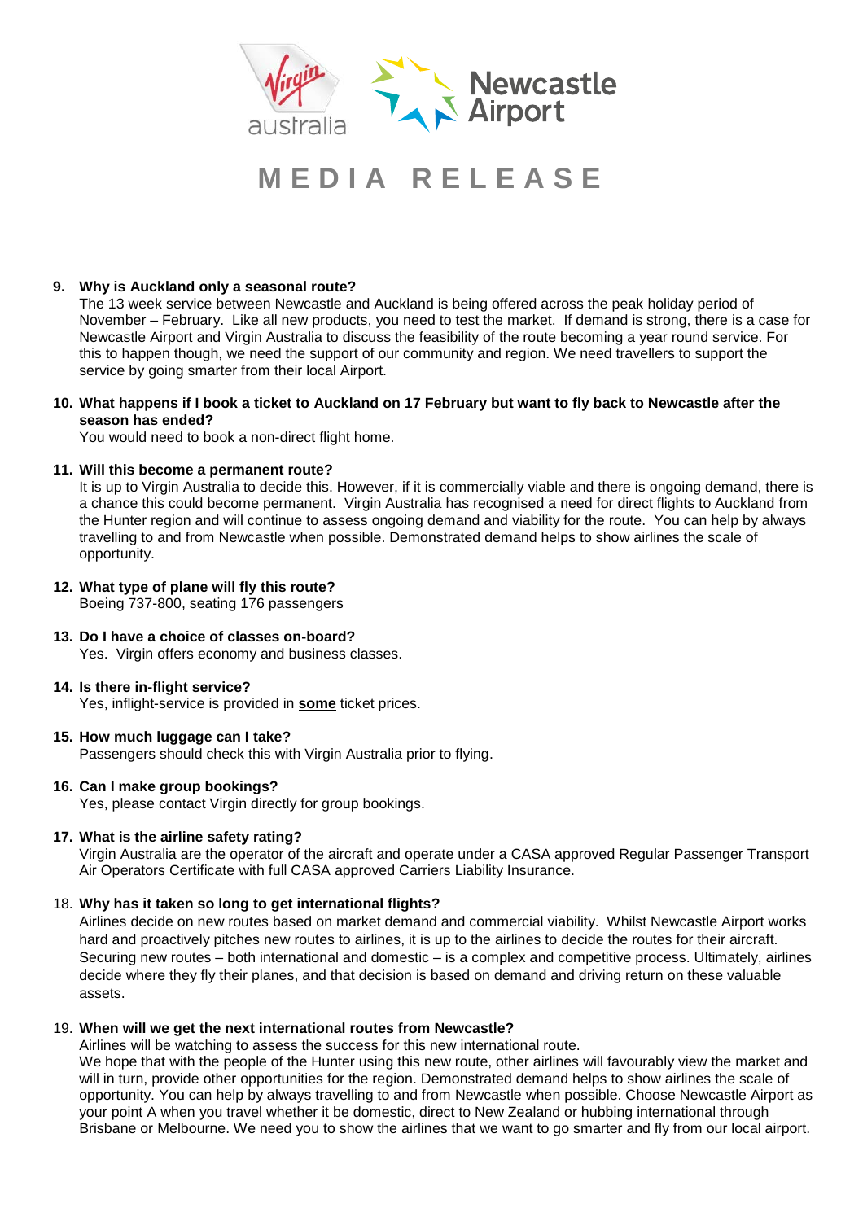# MEDIA RELEASE

9. **Why is Auckland only a seasonal route?**
   The 13 week service between Newcastle and Auckland is being offered across the peak holiday period of November – February. Like all new products, you need to test the market. If demand is strong, there is a case for Newcastle Airport and Virgin Australia to discuss the feasibility of the route becoming a year round service. For this to happen though, we need the support of our community and region. We need travellers to support the service by going smarter from their local Airport.

10. **What happens if I book a ticket to Auckland on 17 February but want to fly back to Newcastle after the season has ended?**
    You would need to book a non-direct flight home.

11. **Will this become a permanent route?**
    It is up to Virgin Australia to decide this. However, if it is commercially viable and there is ongoing demand, there is a chance this could become permanent. Virgin Australia has recognised a need for direct flights to Auckland from the Hunter region and will continue to assess ongoing demand and viability for the route. You can help by always travelling to and from Newcastle when possible. Demonstrated demand helps to show airlines the scale of opportunity.

12. **What type of plane will fly this route?**
    Boeing 737-800, seating 176 passengers

13. **Do I have a choice of classes on-board?**
    Yes. Virgin offers economy and business classes.

14. **Is there in-flight service?**
    Yes, inflight-service is provided in **some** ticket prices.

15. **How much luggage can I take?**
    Passengers should check this with Virgin Australia prior to flying.

16. **Can I make group bookings?**
    Yes, please contact Virgin directly for group bookings.

17. **What is the airline safety rating?**
    Virgin Australia are the operator of the aircraft and operate under a CASA approved Regular Passenger Transport Air Operators Certificate with full CASA approved Carriers Liability Insurance.

18. **Why has it taken so long to get international flights?**
    Airlines decide on new routes based on market demand and commercial viability. Whilst Newcastle Airport works hard and proactively pitches new routes to airlines, it is up to the airlines to decide the routes for their aircraft. Securing new routes – both international and domestic – is a complex and competitive process. Ultimately, airlines decide where they fly their planes, and that decision is based on demand and driving return on these valuable assets.

19. **When will we get the next international routes from Newcastle?**
    Airlines will be watching to assess the success for this new international route.
    We hope that with the people of the Hunter using this new route, other airlines will favourably view the market and will in turn, provide other opportunities for the region. Demonstrated demand helps to show airlines the scale of opportunity. You can help by always travelling to and from Newcastle when possible. Choose Newcastle Airport as your point A when you travel whether it be domestic, direct to New Zealand or hubbing international through Brisbane or Melbourne. We need you to show the airlines that we want to go smarter and fly from our local airport.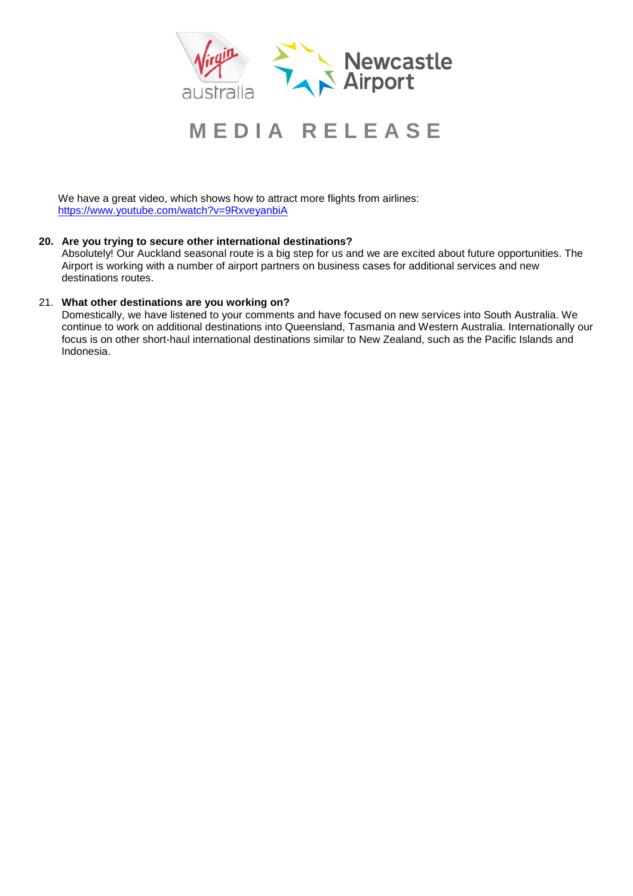# MEDIA RELEASE

We have a great video, which shows how to attract more flights from airlines: https://www.youtube.com/watch?v=9RxveyanbiA

20. **Are you trying to secure other international destinations?**
    Absolutely! Our Auckland seasonal route is a big step for us and we are excited about future opportunities. The Airport is working with a number of airport partners on business cases for additional services and new destinations routes.

21. **What other destinations are you working on?**
    Domestically, we have listened to your comments and have focused on new services into South Australia. We continue to work on additional destinations into Queensland, Tasmania and Western Australia. Internationally our focus is on other short-haul international destinations similar to New Zealand, such as the Pacific Islands and Indonesia.